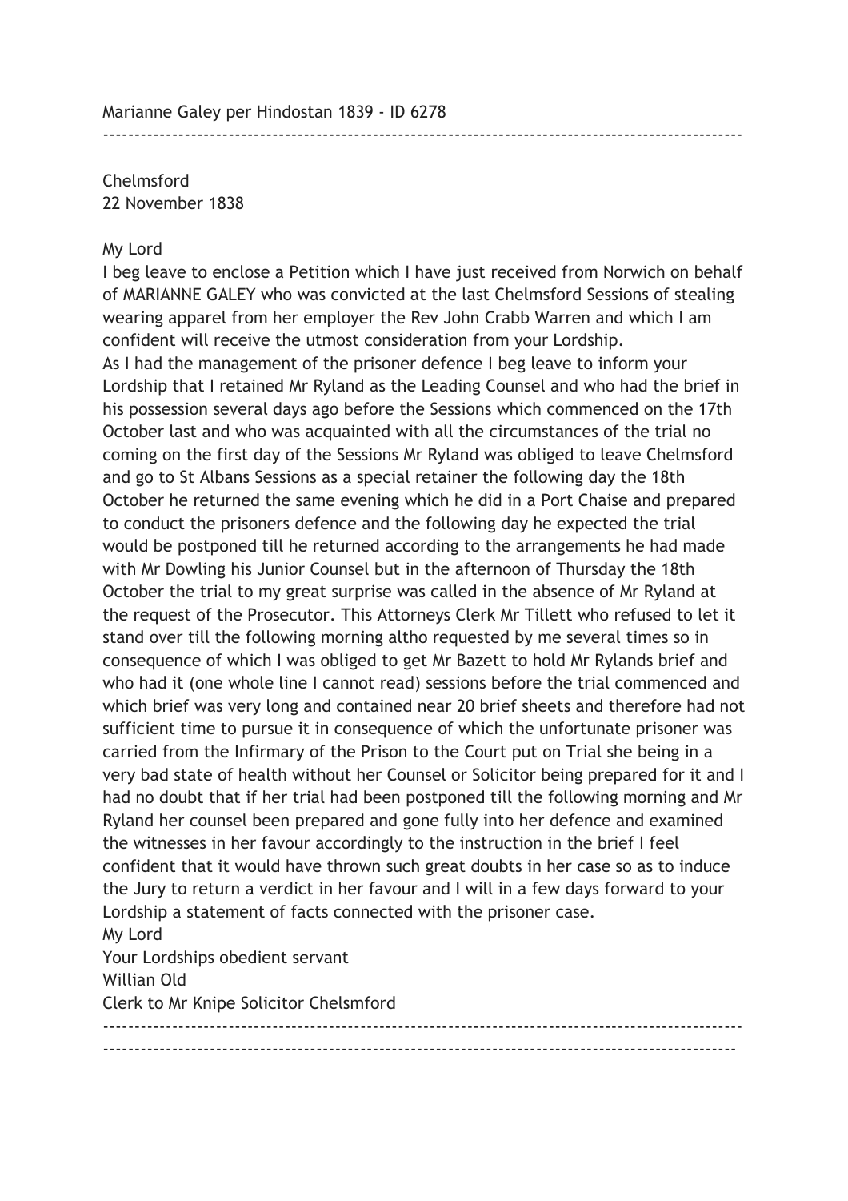Marianne Galey per Hindostan 1839 - ID 6278

---

Chelmsford
22 November 1838

My Lord

I beg leave to enclose a Petition which I have just received from Norwich on behalf of MARIANNE GALEY who was convicted at the last Chelmsford Sessions of stealing wearing apparel from her employer the Rev John Crabb Warren and which I am confident will receive the utmost consideration from your Lordship.

As I had the management of the prisoner defence I beg leave to inform your Lordship that I retained Mr Ryland as the Leading Counsel and who had the brief in his possession several days ago before the Sessions which commenced on the 17th October last and who was acquainted with all the circumstances of the trial no coming on the first day of the Sessions Mr Ryland was obliged to leave Chelmsford and go to St Albans Sessions as a special retainer the following day the 18th October he returned the same evening which he did in a Port Chaise and prepared to conduct the prisoners defence and the following day he expected the trial would be postponed till he returned according to the arrangements he had made with Mr Dowling his Junior Counsel but in the afternoon of Thursday the 18th October the trial to my great surprise was called in the absence of Mr Ryland at the request of the Prosecutor. This Attorneys Clerk Mr Tillett who refused to let it stand over till the following morning altho requested by me several times so in consequence of which I was obliged to get Mr Bazett to hold Mr Rylands brief and who had it (one whole line I cannot read) sessions before the trial commenced and which brief was very long and contained near 20 brief sheets and therefore had not sufficient time to pursue it in consequence of which the unfortunate prisoner was carried from the Infirmary of the Prison to the Court put on Trial she being in a very bad state of health without her Counsel or Solicitor being prepared for it and I had no doubt that if her trial had been postponed till the following morning and Mr Ryland her counsel been prepared and gone fully into her defence and examined the witnesses in her favour accordingly to the instruction in the brief I feel confident that it would have thrown such great doubts in her case so as to induce the Jury to return a verdict in her favour and I will in a few days forward to your Lordship a statement of facts connected with the prisoner case.

My Lord

Your Lordships obedient servant

Willian Old

Clerk to Mr Knipe Solicitor Chelsmford

---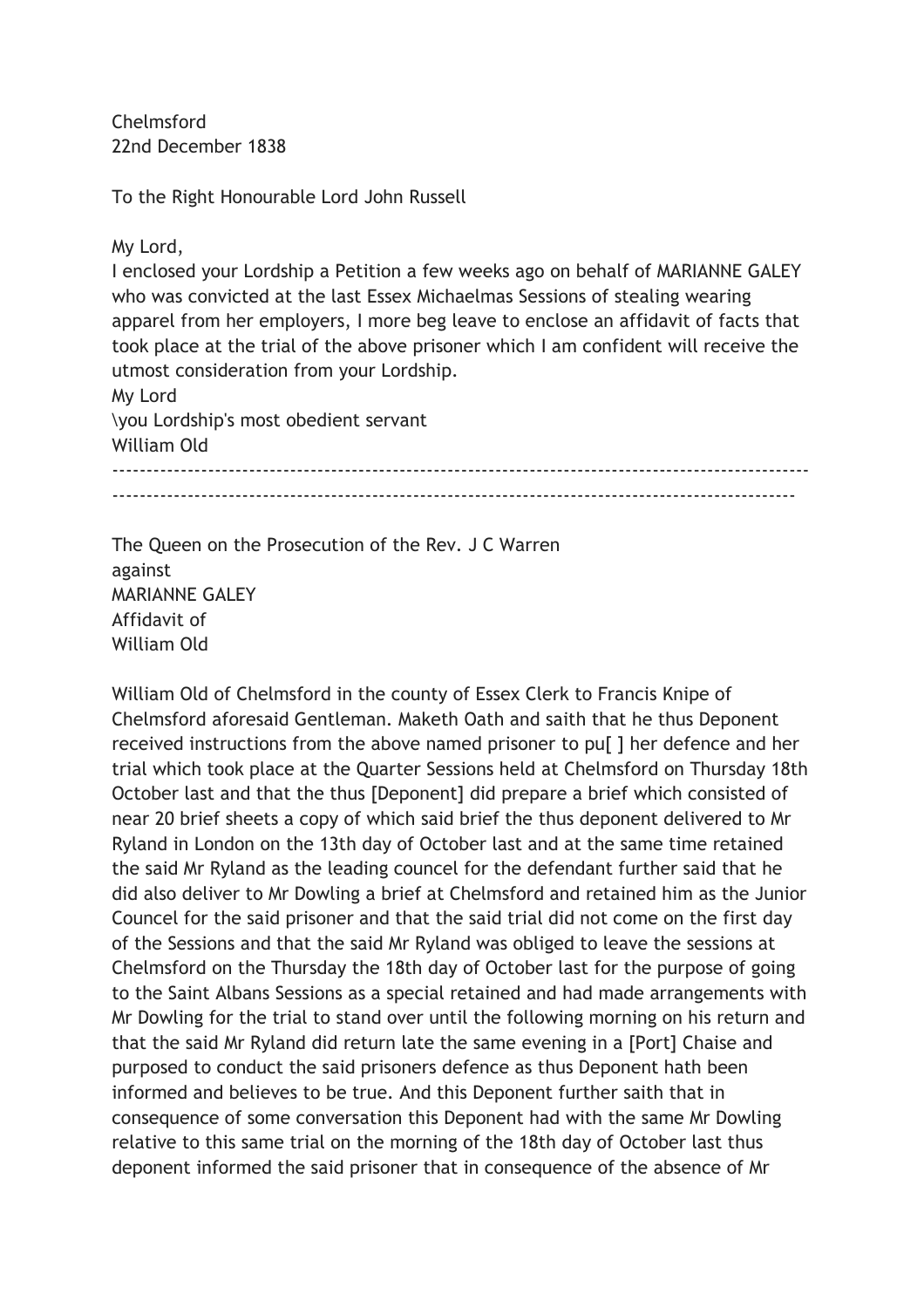Chelmsford
22nd December 1838

To the Right Honourable Lord John Russell

My Lord,
I enclosed your Lordship a Petition a few weeks ago on behalf of MARIANNE GALEY who was convicted at the last Essex Michaelmas Sessions of stealing wearing apparel from her employers, I more beg leave to enclose an affidavit of facts that took place at the trial of the above prisoner which I am confident will receive the utmost consideration from your Lordship.
My Lord
\you Lordship's most obedient servant
William Old

---

The Queen on the Prosecution of the Rev. J C Warren
against
MARIANNE GALEY
Affidavit of
William Old

William Old of Chelmsford in the county of Essex Clerk to Francis Knipe of Chelmsford aforesaid Gentleman. Maketh Oath and saith that he thus Deponent received instructions from the above named prisoner to pu[ ] her defence and her trial which took place at the Quarter Sessions held at Chelmsford on Thursday 18th October last and that the thus [Deponent] did prepare a brief which consisted of near 20 brief sheets a copy of which said brief the thus deponent delivered to Mr Ryland in London on the 13th day of October last and at the same time retained the said Mr Ryland as the leading council for the defendant further said that he did also deliver to Mr Dowling a brief at Chelmsford and retained him as the Junior Council for the said prisoner and that the said trial did not come on the first day of the Sessions and that the said Mr Ryland was obliged to leave the sessions at Chelmsford on the Thursday the 18th day of October last for the purpose of going to the Saint Albans Sessions as a special retained and had made arrangements with Mr Dowling for the trial to stand over until the following morning on his return and that the said Mr Ryland did return late the same evening in a [Port] Chaise and purposed to conduct the said prisoners defence as thus Deponent hath been informed and believes to be true. And this Deponent further saith that in consequence of some conversation this Deponent had with the same Mr Dowling relative to this same trial on the morning of the 18th day of October last thus deponent informed the said prisoner that in consequence of the absence of Mr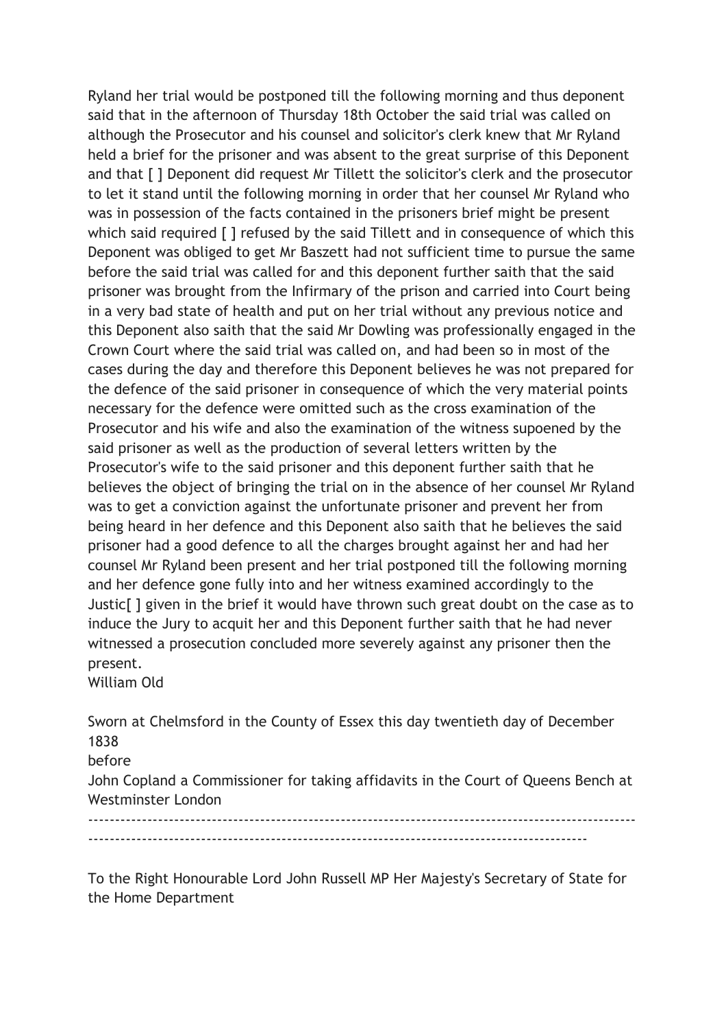Ryland her trial would be postponed till the following morning and thus deponent said that in the afternoon of Thursday 18th October the said trial was called on although the Prosecutor and his counsel and solicitor's clerk knew that Mr Ryland held a brief for the prisoner and was absent to the great surprise of this Deponent and that [ ] Deponent did request Mr Tillett the solicitor's clerk and the prosecutor to let it stand until the following morning in order that her counsel Mr Ryland who was in possession of the facts contained in the prisoners brief might be present which said required [ ] refused by the said Tillett and in consequence of which this Deponent was obliged to get Mr Baszett had not sufficient time to pursue the same before the said trial was called for and this deponent further saith that the said prisoner was brought from the Infirmary of the prison and carried into Court being in a very bad state of health and put on her trial without any previous notice and this Deponent also saith that the said Mr Dowling was professionally engaged in the Crown Court where the said trial was called on, and had been so in most of the cases during the day and therefore this Deponent believes he was not prepared for the defence of the said prisoner in consequence of which the very material points necessary for the defence were omitted such as the cross examination of the Prosecutor and his wife and also the examination of the witness supoened by the said prisoner as well as the production of several letters written by the Prosecutor's wife to the said prisoner and this deponent further saith that he believes the object of bringing the trial on in the absence of her counsel Mr Ryland was to get a conviction against the unfortunate prisoner and prevent her from being heard in her defence and this Deponent also saith that he believes the said prisoner had a good defence to all the charges brought against her and had her counsel Mr Ryland been present and her trial postponed till the following morning and her defence gone fully into and her witness examined accordingly to the Justic[ ] given in the brief it would have thrown such great doubt on the case as to induce the Jury to acquit her and this Deponent further saith that he had never witnessed a prosecution concluded more severely against any prisoner then the present.

William Old

Sworn at Chelmsford in the County of Essex this day twentieth day of December 1838

before

John Copland a Commissioner for taking affidavits in the Court of Queens Bench at Westminster London

---

To the Right Honourable Lord John Russell MP Her Majesty's Secretary of State for the Home Department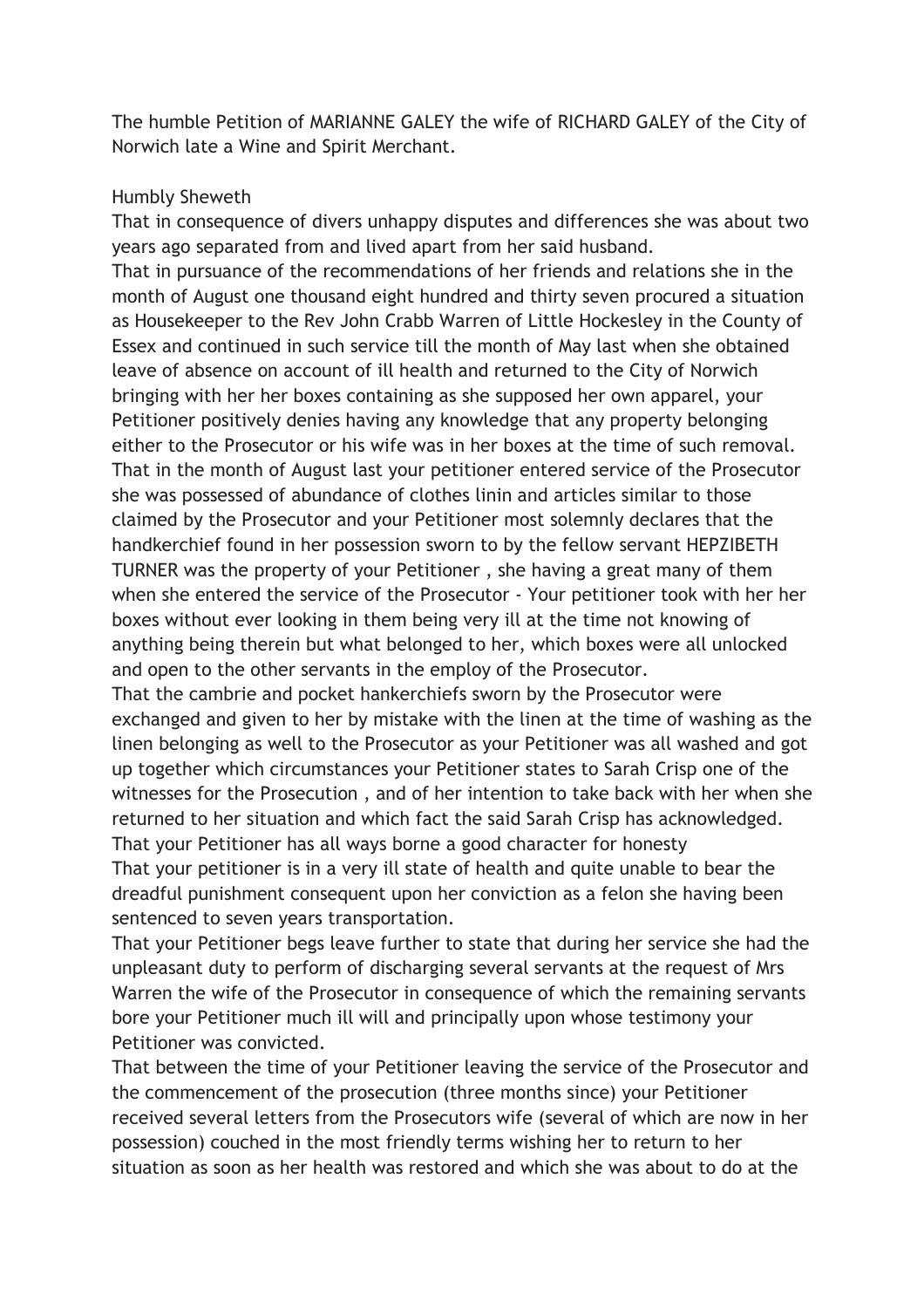The humble Petition of MARIANNE GALEY the wife of RICHARD GALEY of the City of Norwich late a Wine and Spirit Merchant.

Humbly Sheweth

That in consequence of divers unhappy disputes and differences she was about two years ago separated from and lived apart from her said husband.

That in pursuance of the recommendations of her friends and relations she in the month of August one thousand eight hundred and thirty seven procured a situation as Housekeeper to the Rev John Crabb Warren of Little Hockesley in the County of Essex and continued in such service till the month of May last when she obtained leave of absence on account of ill health and returned to the City of Norwich bringing with her her boxes containing as she supposed her own apparel, your Petitioner positively denies having any knowledge that any property belonging either to the Prosecutor or his wife was in her boxes at the time of such removal.

That in the month of August last your petitioner entered service of the Prosecutor she was possessed of abundance of clothes linin and articles similar to those claimed by the Prosecutor and your Petitioner most solemnly declares that the handkerchief found in her possession sworn to by the fellow servant HEPZIBETH TURNER was the property of your Petitioner , she having a great many of them when she entered the service of the Prosecutor - Your petitioner took with her her boxes without ever looking in them being very ill at the time not knowing of anything being therein but what belonged to her, which boxes were all unlocked and open to the other servants in the employ of the Prosecutor.

That the cambrie and pocket hankerchiefs sworn by the Prosecutor were exchanged and given to her by mistake with the linen at the time of washing as the linen belonging as well to the Prosecutor as your Petitioner was all washed and got up together which circumstances your Petitioner states to Sarah Crisp one of the witnesses for the Prosecution , and of her intention to take back with her when she returned to her situation and which fact the said Sarah Crisp has acknowledged.

That your Petitioner has all ways borne a good character for honesty

That your petitioner is in a very ill state of health and quite unable to bear the dreadful punishment consequent upon her conviction as a felon she having been sentenced to seven years transportation.

That your Petitioner begs leave further to state that during her service she had the unpleasant duty to perform of discharging several servants at the request of Mrs Warren the wife of the Prosecutor in consequence of which the remaining servants bore your Petitioner much ill will and principally upon whose testimony your Petitioner was convicted.

That between the time of your Petitioner leaving the service of the Prosecutor and the commencement of the prosecution (three months since) your Petitioner received several letters from the Prosecutors wife (several of which are now in her possession) couched in the most friendly terms wishing her to return to her situation as soon as her health was restored and which she was about to do at the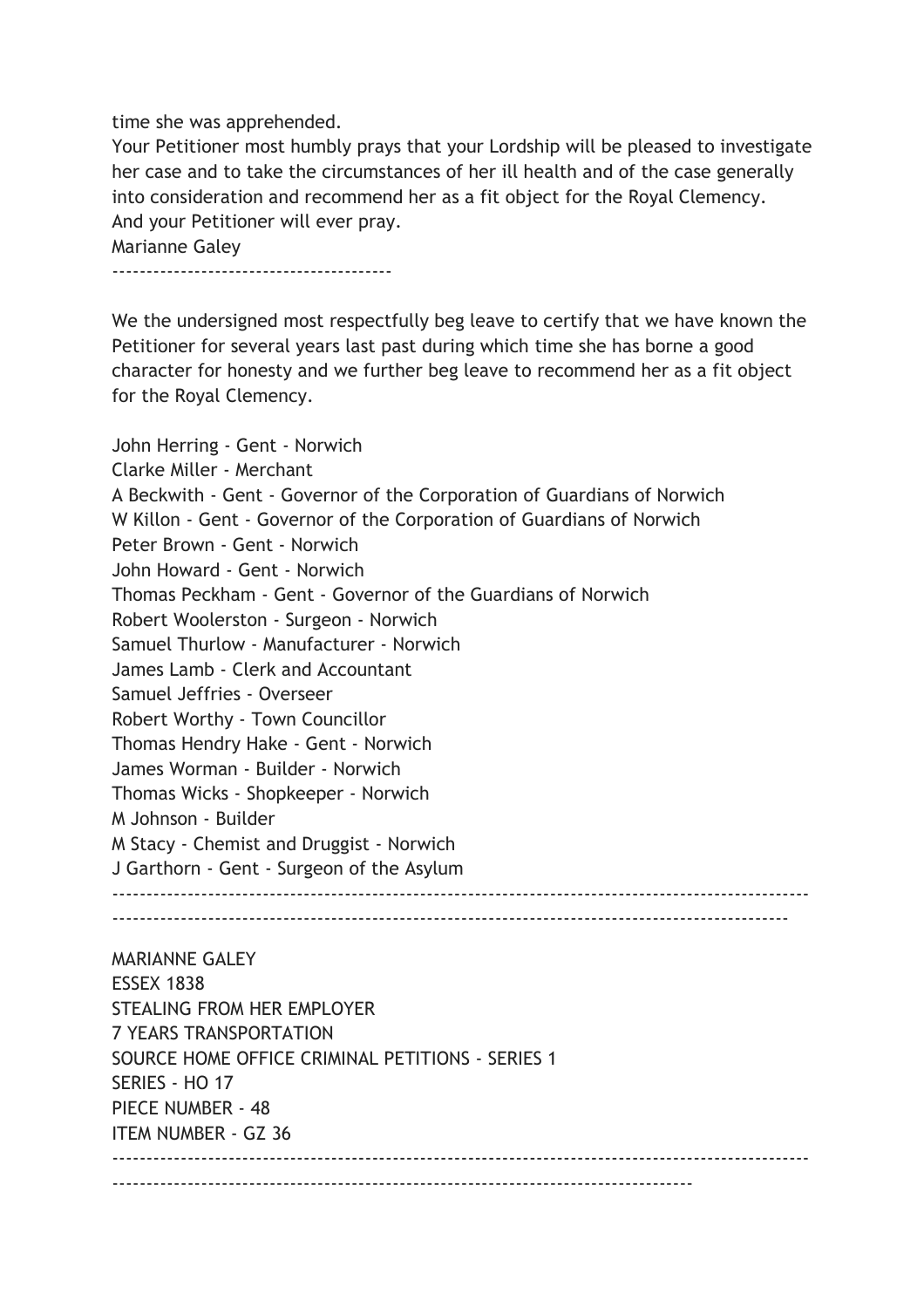time she was apprehended.

Your Petitioner most humbly prays that your Lordship will be pleased to investigate her case and to take the circumstances of her ill health and of the case generally into consideration and recommend her as a fit object for the Royal Clemency.

And your Petitioner will ever pray.

Marianne Galey

---

We the undersigned most respectfully beg leave to certify that we have known the Petitioner for several years last past during which time she has borne a good character for honesty and we further beg leave to recommend her as a fit object for the Royal Clemency.

John Herring - Gent - Norwich
Clarke Miller - Merchant
A Beckwith - Gent - Governor of the Corporation of Guardians of Norwich
W Killon - Gent - Governor of the Corporation of Guardians of Norwich
Peter Brown - Gent - Norwich
John Howard - Gent - Norwich
Thomas Peckham - Gent - Governor of the Guardians of Norwich
Robert Woolerston - Surgeon - Norwich
Samuel Thurlow - Manufacturer - Norwich
James Lamb - Clerk and Accountant
Samuel Jeffries - Overseer
Robert Worthy - Town Councillor
Thomas Hendry Hake - Gent - Norwich
James Worman - Builder - Norwich
Thomas Wicks - Shopkeeper - Norwich
M Johnson - Builder
M Stacy - Chemist and Druggist - Norwich
J Garthorn - Gent - Surgeon of the Asylum

---

MARIANNE GALEY
ESSEX 1838
STEALING FROM HER EMPLOYER
7 YEARS TRANSPORTATION
SOURCE HOME OFFICE CRIMINAL PETITIONS - SERIES 1
SERIES - HO 17
PIECE NUMBER - 48
ITEM NUMBER - GZ 36

---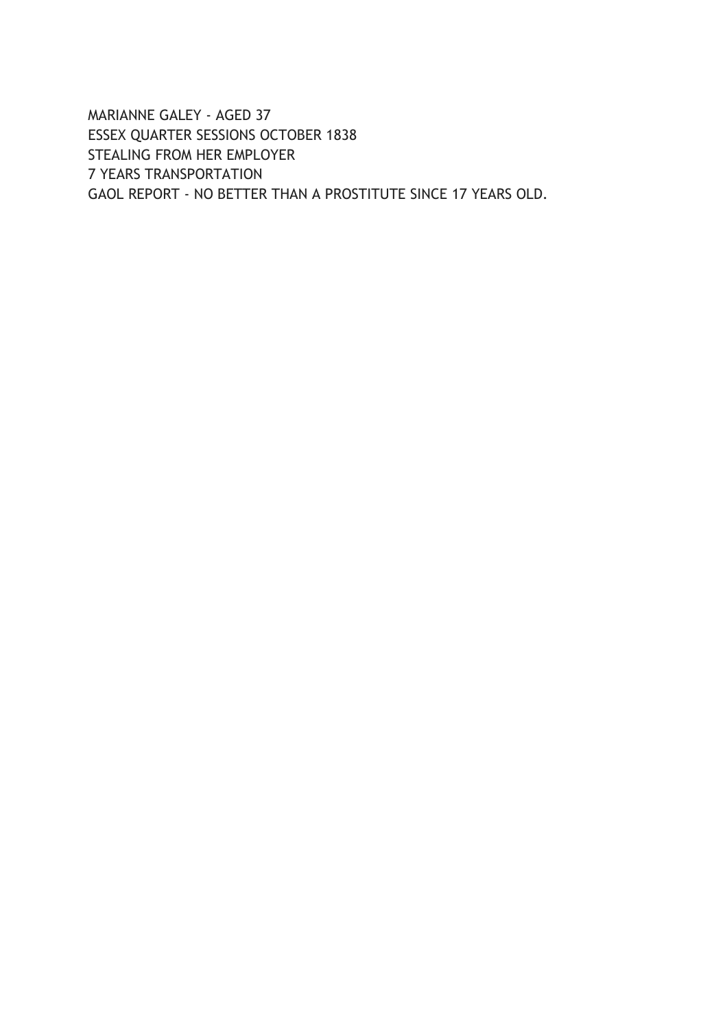MARIANNE GALEY - AGED 37
ESSEX QUARTER SESSIONS OCTOBER 1838
STEALING FROM HER EMPLOYER
7 YEARS TRANSPORTATION
GAOL REPORT - NO BETTER THAN A PROSTITUTE SINCE 17 YEARS OLD.